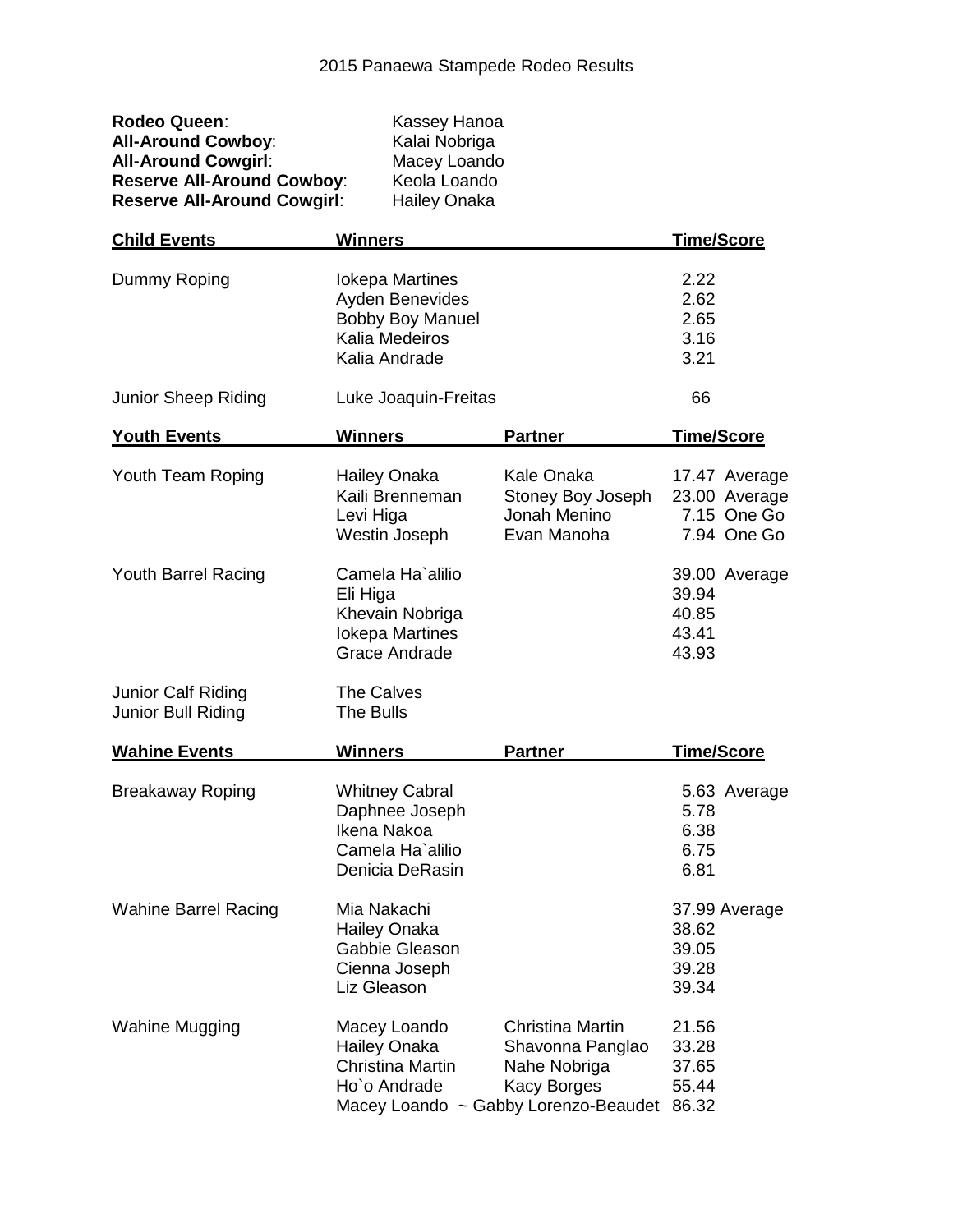# 2015 Panaewa Stampede Rodeo Results

**Rodeo Queen**: Kassey Hanoa
**All-Around Cowboy**: Kalai Nobriga
**All-Around Cowgirl**: Macey Loando
**Reserve All-Around Cowboy**: Keola Loando
**Reserve All-Around Cowgirl**: Hailey Onaka

| Child Events | Winners | Time/Score |
|---|---|---|
| Dummy Roping | Iokepa Martines | 2.22 |
| | Ayden Benevides | 2.62 |
| | Bobby Boy Manuel | 2.65 |
| | Kalia Medeiros | 3.16 |
| | Kalia Andrade | 3.21 |
| Junior Sheep Riding | Luke Joaquin-Freitas | 66 |

| Youth Events | Winners | Partner | Time/Score |
|---|---|---|---|
| Youth Team Roping | Hailey Onaka | Kale Onaka | 17.47 Average |
| | Kaili Brenneman | Stoney Boy Joseph | 23.00 Average |
| | Levi Higa | Jonah Menino | 7.15 One Go |
| | Westin Joseph | Evan Manoha | 7.94 One Go |
| Youth Barrel Racing | Camela Ha`alilio | | 39.00 Average |
| | Eli Higa | | 39.94 |
| | Khevain Nobriga | | 40.85 |
| | Iokepa Martines | | 43.41 |
| | Grace Andrade | | 43.93 |
| Junior Calf Riding | The Calves | | |
| Junior Bull Riding | The Bulls | | |

| Wahine Events | Winners | Partner | Time/Score |
|---|---|---|---|
| Breakaway Roping | Whitney Cabral | | 5.63 Average |
| | Daphnee Joseph | | 5.78 |
| | Ikena Nakoa | | 6.38 |
| | Camela Ha`alilio | | 6.75 |
| | Denicia DeRasin | | 6.81 |
| Wahine Barrel Racing | Mia Nakachi | | 37.99 Average |
| | Hailey Onaka | | 38.62 |
| | Gabbie Gleason | | 39.05 |
| | Cienna Joseph | | 39.28 |
| | Liz Gleason | | 39.34 |
| Wahine Mugging | Macey Loando | Christina Martin | 21.56 |
| | Hailey Onaka | Shavonna Panglao | 33.28 |
| | Christina Martin | Nahe Nobriga | 37.65 |
| | Ho`o Andrade | Kacy Borges | 55.44 |
| | Macey Loando ~ Gabby Lorenzo-Beaudet | | 86.32 |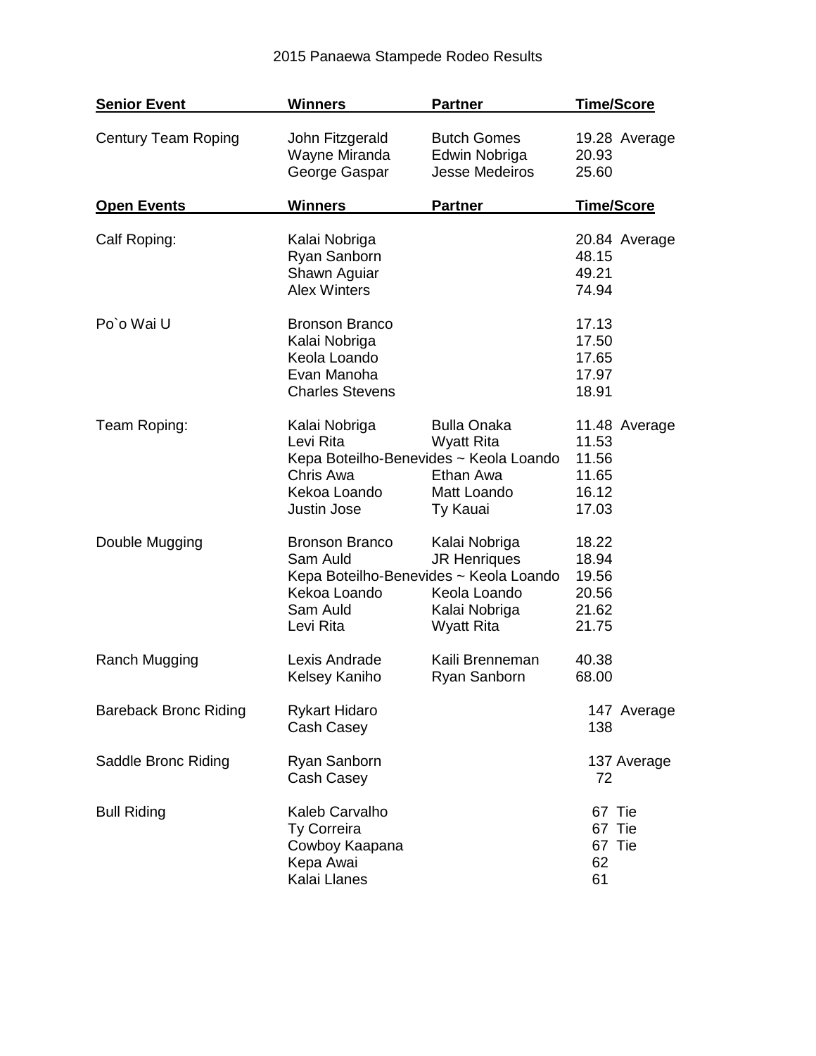2015 Panaewa Stampede Rodeo Results

| **Senior Event** | **Winners** | **Partner** | **Time/Score** |
|---|---|---|---|
| Century Team Roping | John Fitzgerald | Butch Gomes | 19.28 Average |
| | Wayne Miranda | Edwin Nobriga | 20.93 |
| | George Gaspar | Jesse Medeiros | 25.60 |

| **Open Events** | **Winners** | **Partner** | **Time/Score** |
|---|---|---|---|
| Calf Roping: | Kalai Nobriga | | 20.84 Average |
| | Ryan Sanborn | | 48.15 |
| | Shawn Aguiar | | 49.21 |
| | Alex Winters | | 74.94 |
| Po`o Wai U | Bronson Branco | | 17.13 |
| | Kalai Nobriga | | 17.50 |
| | Keola Loando | | 17.65 |
| | Evan Manoha | | 17.97 |
| | Charles Stevens | | 18.91 |
| Team Roping: | Kalai Nobriga | Bulla Onaka | 11.48 Average |
| | Levi Rita | Wyatt Rita | 11.53 |
| | Kepa Boteilho-Benevides ~ Keola Loando | | 11.56 |
| | Chris Awa | Ethan Awa | 11.65 |
| | Kekoa Loando | Matt Loando | 16.12 |
| | Justin Jose | Ty Kauai | 17.03 |
| Double Mugging | Bronson Branco | Kalai Nobriga | 18.22 |
| | Sam Auld | JR Henriques | 18.94 |
| | Kepa Boteilho-Benevides ~ Keola Loando | | 19.56 |
| | Kekoa Loando | Keola Loando | 20.56 |
| | Sam Auld | Kalai Nobriga | 21.62 |
| | Levi Rita | Wyatt Rita | 21.75 |
| Ranch Mugging | Lexis Andrade | Kaili Brenneman | 40.38 |
| | Kelsey Kaniho | Ryan Sanborn | 68.00 |
| Bareback Bronc Riding | Rykart Hidaro | | 147 Average |
| | Cash Casey | | 138 |
| Saddle Bronc Riding | Ryan Sanborn | | 137 Average |
| | Cash Casey | | 72 |
| Bull Riding | Kaleb Carvalho | | 67 Tie |
| | Ty Correira | | 67 Tie |
| | Cowboy Kaapana | | 67 Tie |
| | Kepa Awai | | 62 |
| | Kalai Llanes | | 61 |